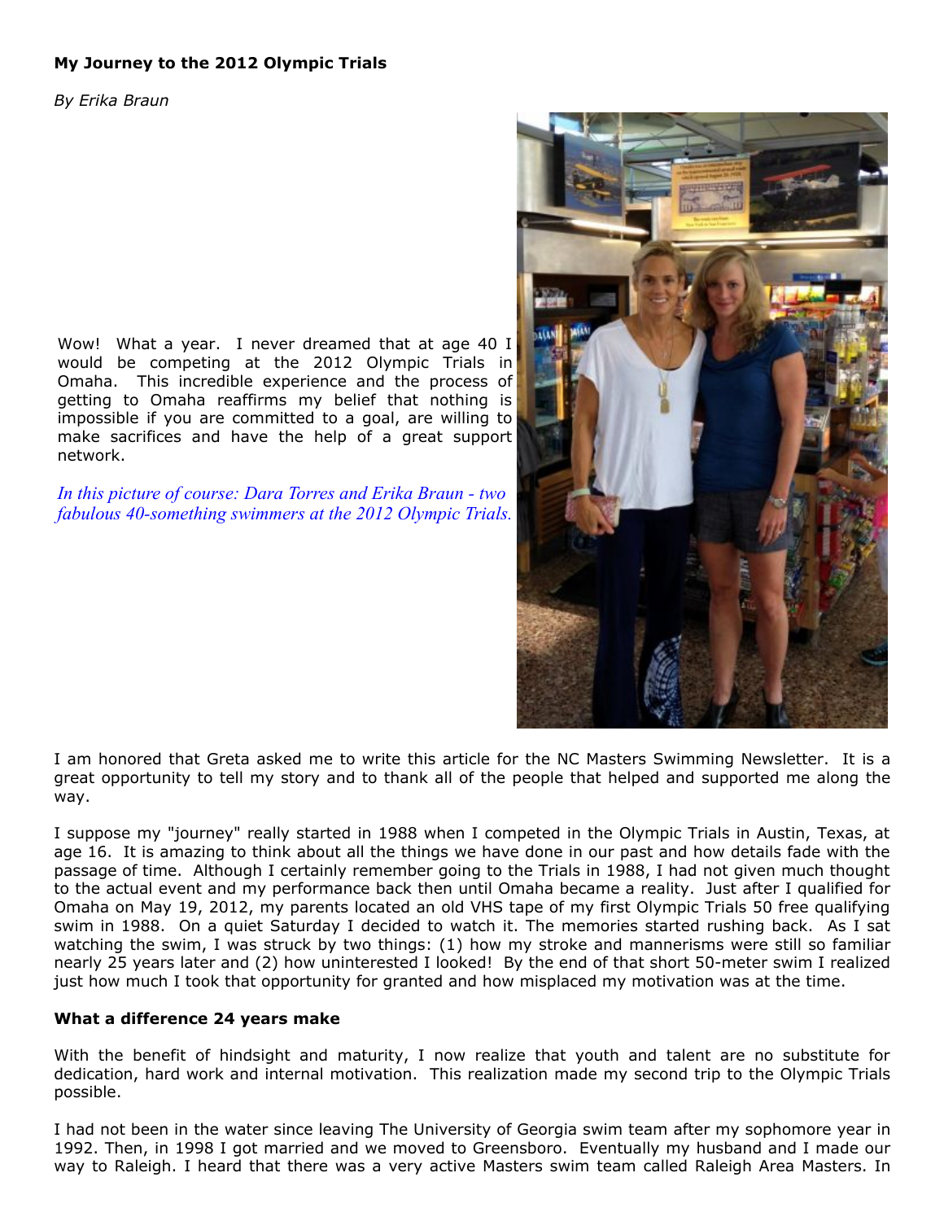**My Journey to the 2012 Olympic Trials**

*By Erika Braun*

Wow! What a year. I never dreamed that at age 40 I would be competing at the 2012 Olympic Trials in Omaha. This incredible experience and the process of getting to Omaha reaffirms my belief that nothing is impossible if you are committed to a goal, are willing to make sacrifices and have the help of a great support network.

*In this picture of course: Dara Torres and Erika Braun - two fabulous 40-something swimmers at the 2012 Olympic Trials.*

I am honored that Greta asked me to write this article for the NC Masters Swimming Newsletter. It is a great opportunity to tell my story and to thank all of the people that helped and supported me along the way.

I suppose my "journey" really started in 1988 when I competed in the Olympic Trials in Austin, Texas, at age 16. It is amazing to think about all the things we have done in our past and how details fade with the passage of time. Although I certainly remember going to the Trials in 1988, I had not given much thought to the actual event and my performance back then until Omaha became a reality. Just after I qualified for Omaha on May 19, 2012, my parents located an old VHS tape of my first Olympic Trials 50 free qualifying swim in 1988. On a quiet Saturday I decided to watch it. The memories started rushing back. As I sat watching the swim, I was struck by two things: (1) how my stroke and mannerisms were still so familiar nearly 25 years later and (2) how uninterested I looked! By the end of that short 50-meter swim I realized just how much I took that opportunity for granted and how misplaced my motivation was at the time.

**What a difference 24 years make**

With the benefit of hindsight and maturity, I now realize that youth and talent are no substitute for dedication, hard work and internal motivation. This realization made my second trip to the Olympic Trials possible.

I had not been in the water since leaving The University of Georgia swim team after my sophomore year in 1992. Then, in 1998 I got married and we moved to Greensboro. Eventually my husband and I made our way to Raleigh. I heard that there was a very active Masters swim team called Raleigh Area Masters. In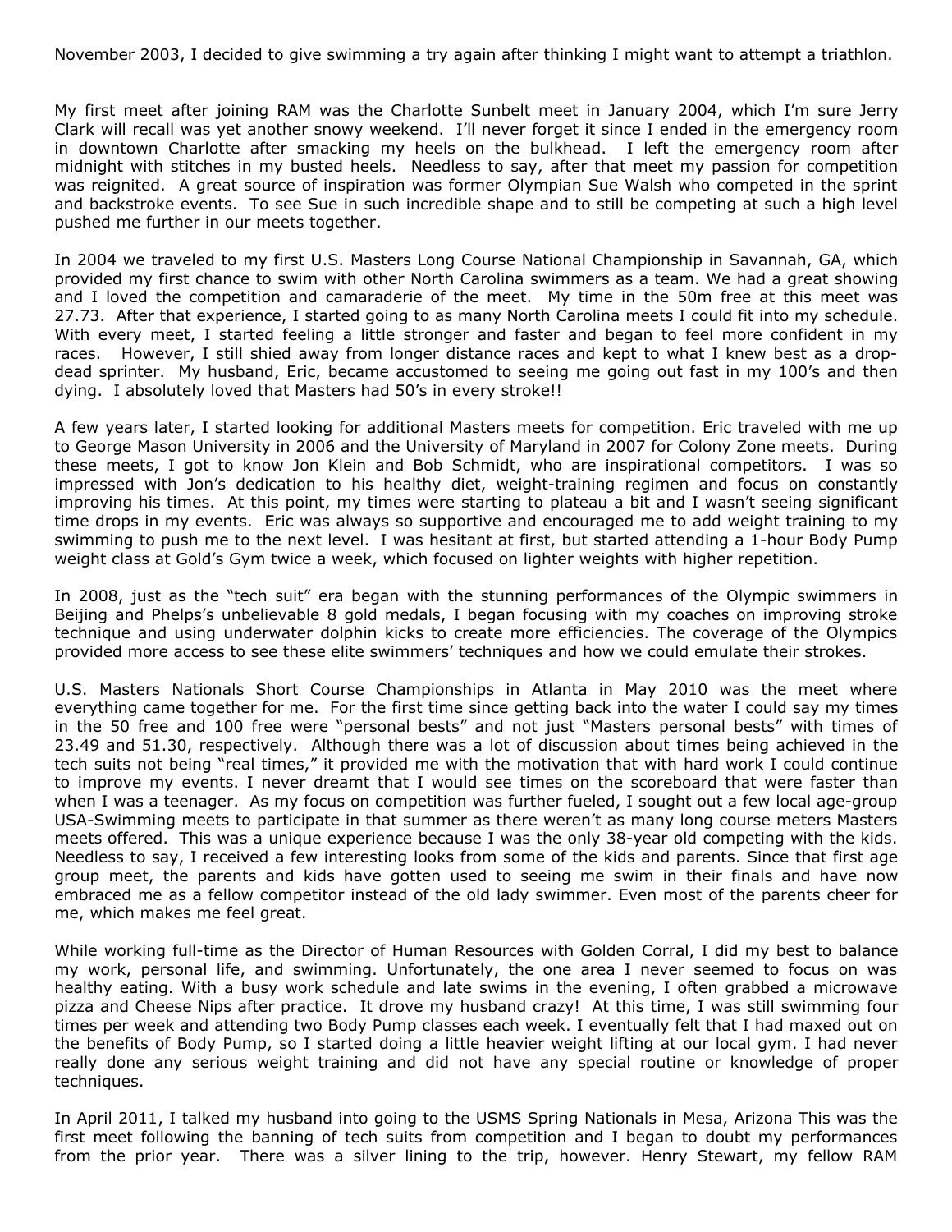November 2003, I decided to give swimming a try again after thinking I might want to attempt a triathlon.

My first meet after joining RAM was the Charlotte Sunbelt meet in January 2004, which I'm sure Jerry Clark will recall was yet another snowy weekend. I'll never forget it since I ended in the emergency room in downtown Charlotte after smacking my heels on the bulkhead. I left the emergency room after midnight with stitches in my busted heels. Needless to say, after that meet my passion for competition was reignited. A great source of inspiration was former Olympian Sue Walsh who competed in the sprint and backstroke events. To see Sue in such incredible shape and to still be competing at such a high level pushed me further in our meets together.

In 2004 we traveled to my first U.S. Masters Long Course National Championship in Savannah, GA, which provided my first chance to swim with other North Carolina swimmers as a team. We had a great showing and I loved the competition and camaraderie of the meet. My time in the 50m free at this meet was 27.73. After that experience, I started going to as many North Carolina meets I could fit into my schedule. With every meet, I started feeling a little stronger and faster and began to feel more confident in my races. However, I still shied away from longer distance races and kept to what I knew best as a drop-dead sprinter. My husband, Eric, became accustomed to seeing me going out fast in my 100's and then dying. I absolutely loved that Masters had 50's in every stroke!!

A few years later, I started looking for additional Masters meets for competition. Eric traveled with me up to George Mason University in 2006 and the University of Maryland in 2007 for Colony Zone meets. During these meets, I got to know Jon Klein and Bob Schmidt, who are inspirational competitors. I was so impressed with Jon's dedication to his healthy diet, weight-training regimen and focus on constantly improving his times. At this point, my times were starting to plateau a bit and I wasn't seeing significant time drops in my events. Eric was always so supportive and encouraged me to add weight training to my swimming to push me to the next level. I was hesitant at first, but started attending a 1-hour Body Pump weight class at Gold's Gym twice a week, which focused on lighter weights with higher repetition.

In 2008, just as the "tech suit" era began with the stunning performances of the Olympic swimmers in Beijing and Phelps's unbelievable 8 gold medals, I began focusing with my coaches on improving stroke technique and using underwater dolphin kicks to create more efficiencies. The coverage of the Olympics provided more access to see these elite swimmers' techniques and how we could emulate their strokes.

U.S. Masters Nationals Short Course Championships in Atlanta in May 2010 was the meet where everything came together for me. For the first time since getting back into the water I could say my times in the 50 free and 100 free were "personal bests" and not just "Masters personal bests" with times of 23.49 and 51.30, respectively. Although there was a lot of discussion about times being achieved in the tech suits not being "real times," it provided me with the motivation that with hard work I could continue to improve my events. I never dreamt that I would see times on the scoreboard that were faster than when I was a teenager. As my focus on competition was further fueled, I sought out a few local age-group USA-Swimming meets to participate in that summer as there weren't as many long course meters Masters meets offered. This was a unique experience because I was the only 38-year old competing with the kids. Needless to say, I received a few interesting looks from some of the kids and parents. Since that first age group meet, the parents and kids have gotten used to seeing me swim in their finals and have now embraced me as a fellow competitor instead of the old lady swimmer. Even most of the parents cheer for me, which makes me feel great.

While working full-time as the Director of Human Resources with Golden Corral, I did my best to balance my work, personal life, and swimming. Unfortunately, the one area I never seemed to focus on was healthy eating. With a busy work schedule and late swims in the evening, I often grabbed a microwave pizza and Cheese Nips after practice. It drove my husband crazy! At this time, I was still swimming four times per week and attending two Body Pump classes each week. I eventually felt that I had maxed out on the benefits of Body Pump, so I started doing a little heavier weight lifting at our local gym. I had never really done any serious weight training and did not have any special routine or knowledge of proper techniques.

In April 2011, I talked my husband into going to the USMS Spring Nationals in Mesa, Arizona This was the first meet following the banning of tech suits from competition and I began to doubt my performances from the prior year. There was a silver lining to the trip, however. Henry Stewart, my fellow RAM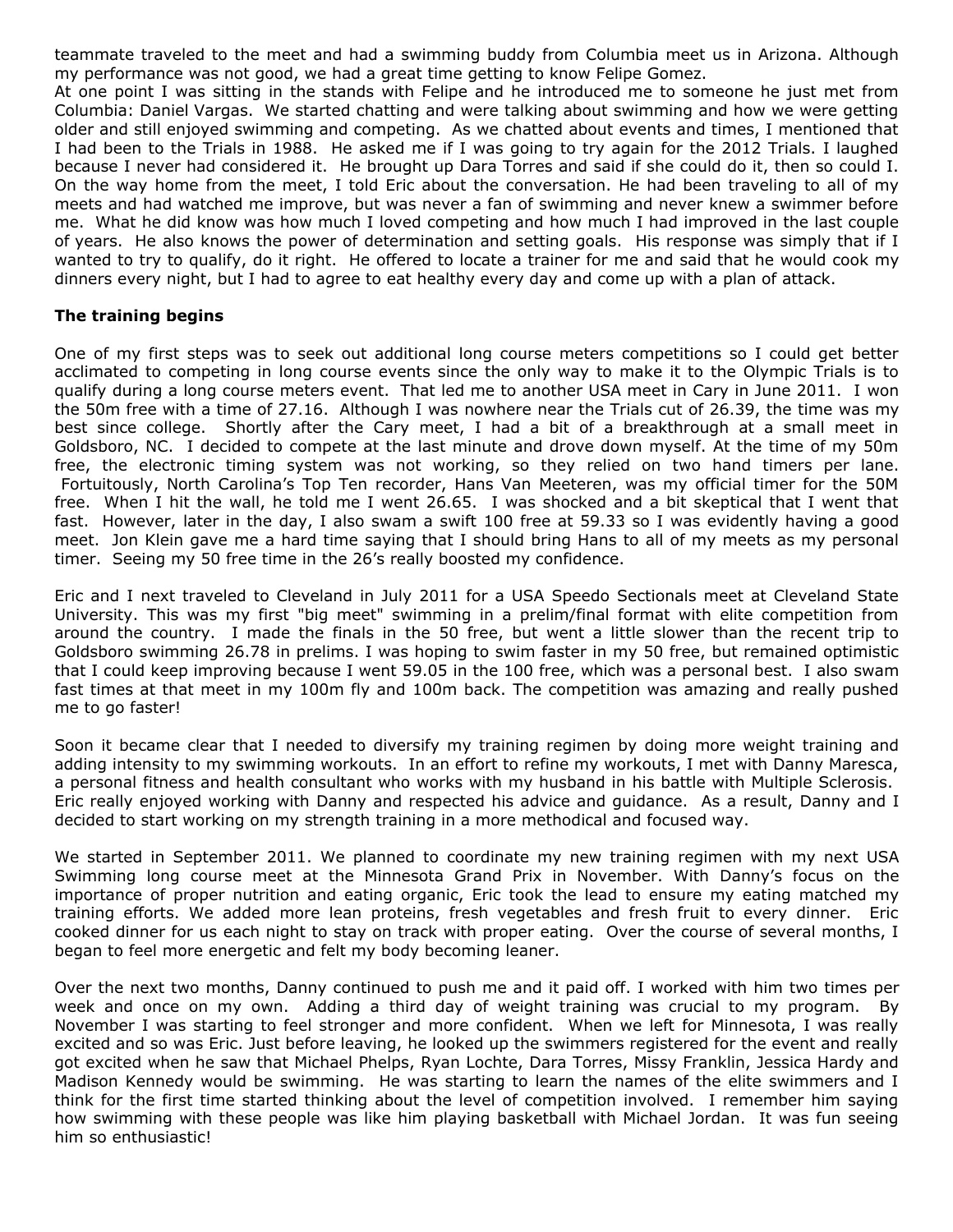teammate traveled to the meet and had a swimming buddy from Columbia meet us in Arizona. Although my performance was not good, we had a great time getting to know Felipe Gomez.

At one point I was sitting in the stands with Felipe and he introduced me to someone he just met from Columbia: Daniel Vargas. We started chatting and were talking about swimming and how we were getting older and still enjoyed swimming and competing. As we chatted about events and times, I mentioned that I had been to the Trials in 1988. He asked me if I was going to try again for the 2012 Trials. I laughed because I never had considered it. He brought up Dara Torres and said if she could do it, then so could I. On the way home from the meet, I told Eric about the conversation. He had been traveling to all of my meets and had watched me improve, but was never a fan of swimming and never knew a swimmer before me. What he did know was how much I loved competing and how much I had improved in the last couple of years. He also knows the power of determination and setting goals. His response was simply that if I wanted to try to qualify, do it right. He offered to locate a trainer for me and said that he would cook my dinners every night, but I had to agree to eat healthy every day and come up with a plan of attack.

**The training begins**

One of my first steps was to seek out additional long course meters competitions so I could get better acclimated to competing in long course events since the only way to make it to the Olympic Trials is to qualify during a long course meters event. That led me to another USA meet in Cary in June 2011. I won the 50m free with a time of 27.16. Although I was nowhere near the Trials cut of 26.39, the time was my best since college. Shortly after the Cary meet, I had a bit of a breakthrough at a small meet in Goldsboro, NC. I decided to compete at the last minute and drove down myself. At the time of my 50m free, the electronic timing system was not working, so they relied on two hand timers per lane. Fortuitously, North Carolina's Top Ten recorder, Hans Van Meeteren, was my official timer for the 50M free. When I hit the wall, he told me I went 26.65. I was shocked and a bit skeptical that I went that fast. However, later in the day, I also swam a swift 100 free at 59.33 so I was evidently having a good meet. Jon Klein gave me a hard time saying that I should bring Hans to all of my meets as my personal timer. Seeing my 50 free time in the 26's really boosted my confidence.

Eric and I next traveled to Cleveland in July 2011 for a USA Speedo Sectionals meet at Cleveland State University. This was my first "big meet" swimming in a prelim/final format with elite competition from around the country. I made the finals in the 50 free, but went a little slower than the recent trip to Goldsboro swimming 26.78 in prelims. I was hoping to swim faster in my 50 free, but remained optimistic that I could keep improving because I went 59.05 in the 100 free, which was a personal best. I also swam fast times at that meet in my 100m fly and 100m back. The competition was amazing and really pushed me to go faster!

Soon it became clear that I needed to diversify my training regimen by doing more weight training and adding intensity to my swimming workouts. In an effort to refine my workouts, I met with Danny Maresca, a personal fitness and health consultant who works with my husband in his battle with Multiple Sclerosis. Eric really enjoyed working with Danny and respected his advice and guidance. As a result, Danny and I decided to start working on my strength training in a more methodical and focused way.

We started in September 2011. We planned to coordinate my new training regimen with my next USA Swimming long course meet at the Minnesota Grand Prix in November. With Danny's focus on the importance of proper nutrition and eating organic, Eric took the lead to ensure my eating matched my training efforts. We added more lean proteins, fresh vegetables and fresh fruit to every dinner. Eric cooked dinner for us each night to stay on track with proper eating. Over the course of several months, I began to feel more energetic and felt my body becoming leaner.

Over the next two months, Danny continued to push me and it paid off. I worked with him two times per week and once on my own. Adding a third day of weight training was crucial to my program. By November I was starting to feel stronger and more confident. When we left for Minnesota, I was really excited and so was Eric. Just before leaving, he looked up the swimmers registered for the event and really got excited when he saw that Michael Phelps, Ryan Lochte, Dara Torres, Missy Franklin, Jessica Hardy and Madison Kennedy would be swimming. He was starting to learn the names of the elite swimmers and I think for the first time started thinking about the level of competition involved. I remember him saying how swimming with these people was like him playing basketball with Michael Jordan. It was fun seeing him so enthusiastic!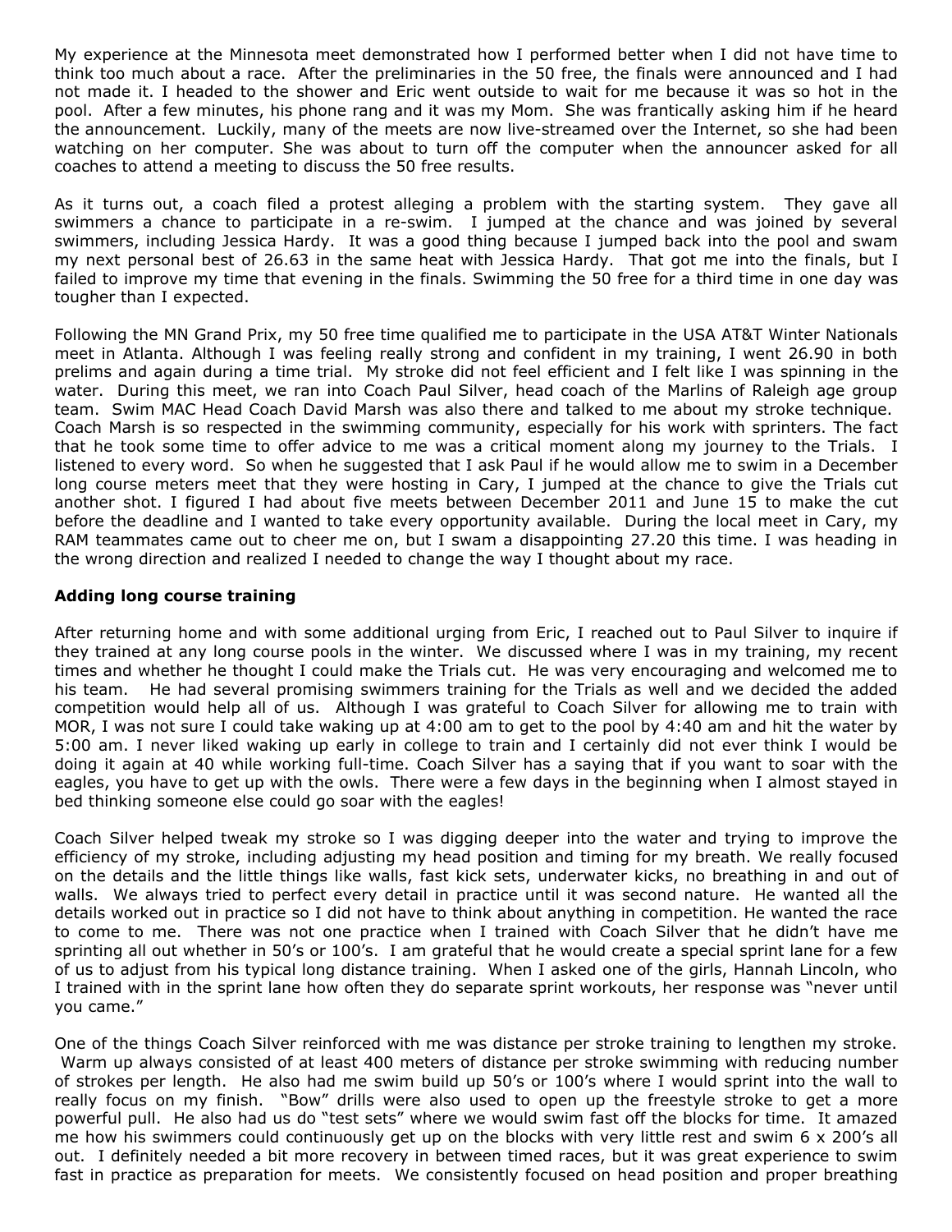My experience at the Minnesota meet demonstrated how I performed better when I did not have time to think too much about a race. After the preliminaries in the 50 free, the finals were announced and I had not made it. I headed to the shower and Eric went outside to wait for me because it was so hot in the pool. After a few minutes, his phone rang and it was my Mom. She was frantically asking him if he heard the announcement. Luckily, many of the meets are now live-streamed over the Internet, so she had been watching on her computer. She was about to turn off the computer when the announcer asked for all coaches to attend a meeting to discuss the 50 free results.

As it turns out, a coach filed a protest alleging a problem with the starting system. They gave all swimmers a chance to participate in a re-swim. I jumped at the chance and was joined by several swimmers, including Jessica Hardy. It was a good thing because I jumped back into the pool and swam my next personal best of 26.63 in the same heat with Jessica Hardy. That got me into the finals, but I failed to improve my time that evening in the finals. Swimming the 50 free for a third time in one day was tougher than I expected.

Following the MN Grand Prix, my 50 free time qualified me to participate in the USA AT&T Winter Nationals meet in Atlanta. Although I was feeling really strong and confident in my training, I went 26.90 in both prelims and again during a time trial. My stroke did not feel efficient and I felt like I was spinning in the water. During this meet, we ran into Coach Paul Silver, head coach of the Marlins of Raleigh age group team. Swim MAC Head Coach David Marsh was also there and talked to me about my stroke technique. Coach Marsh is so respected in the swimming community, especially for his work with sprinters. The fact that he took some time to offer advice to me was a critical moment along my journey to the Trials. I listened to every word. So when he suggested that I ask Paul if he would allow me to swim in a December long course meters meet that they were hosting in Cary, I jumped at the chance to give the Trials cut another shot. I figured I had about five meets between December 2011 and June 15 to make the cut before the deadline and I wanted to take every opportunity available. During the local meet in Cary, my RAM teammates came out to cheer me on, but I swam a disappointing 27.20 this time. I was heading in the wrong direction and realized I needed to change the way I thought about my race.

**Adding long course training**

After returning home and with some additional urging from Eric, I reached out to Paul Silver to inquire if they trained at any long course pools in the winter. We discussed where I was in my training, my recent times and whether he thought I could make the Trials cut. He was very encouraging and welcomed me to his team. He had several promising swimmers training for the Trials as well and we decided the added competition would help all of us. Although I was grateful to Coach Silver for allowing me to train with MOR, I was not sure I could take waking up at 4:00 am to get to the pool by 4:40 am and hit the water by 5:00 am. I never liked waking up early in college to train and I certainly did not ever think I would be doing it again at 40 while working full-time. Coach Silver has a saying that if you want to soar with the eagles, you have to get up with the owls. There were a few days in the beginning when I almost stayed in bed thinking someone else could go soar with the eagles!

Coach Silver helped tweak my stroke so I was digging deeper into the water and trying to improve the efficiency of my stroke, including adjusting my head position and timing for my breath. We really focused on the details and the little things like walls, fast kick sets, underwater kicks, no breathing in and out of walls. We always tried to perfect every detail in practice until it was second nature. He wanted all the details worked out in practice so I did not have to think about anything in competition. He wanted the race to come to me. There was not one practice when I trained with Coach Silver that he didn't have me sprinting all out whether in 50's or 100's. I am grateful that he would create a special sprint lane for a few of us to adjust from his typical long distance training. When I asked one of the girls, Hannah Lincoln, who I trained with in the sprint lane how often they do separate sprint workouts, her response was "never until you came."

One of the things Coach Silver reinforced with me was distance per stroke training to lengthen my stroke. Warm up always consisted of at least 400 meters of distance per stroke swimming with reducing number of strokes per length. He also had me swim build up 50's or 100's where I would sprint into the wall to really focus on my finish. "Bow" drills were also used to open up the freestyle stroke to get a more powerful pull. He also had us do "test sets" where we would swim fast off the blocks for time. It amazed me how his swimmers could continuously get up on the blocks with very little rest and swim 6 x 200's all out. I definitely needed a bit more recovery in between timed races, but it was great experience to swim fast in practice as preparation for meets. We consistently focused on head position and proper breathing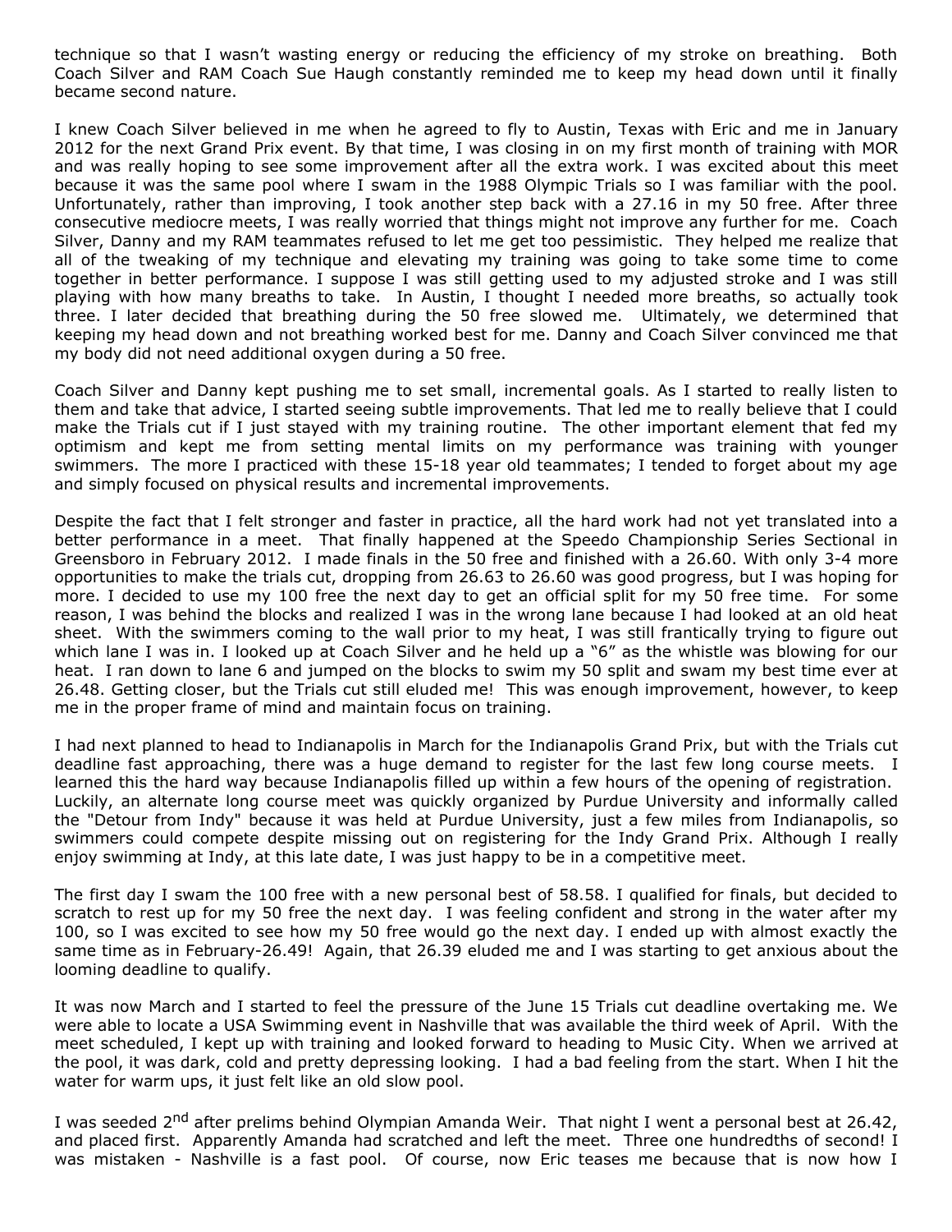technique so that I wasn't wasting energy or reducing the efficiency of my stroke on breathing. Both Coach Silver and RAM Coach Sue Haugh constantly reminded me to keep my head down until it finally became second nature.

I knew Coach Silver believed in me when he agreed to fly to Austin, Texas with Eric and me in January 2012 for the next Grand Prix event. By that time, I was closing in on my first month of training with MOR and was really hoping to see some improvement after all the extra work. I was excited about this meet because it was the same pool where I swam in the 1988 Olympic Trials so I was familiar with the pool. Unfortunately, rather than improving, I took another step back with a 27.16 in my 50 free. After three consecutive mediocre meets, I was really worried that things might not improve any further for me. Coach Silver, Danny and my RAM teammates refused to let me get too pessimistic. They helped me realize that all of the tweaking of my technique and elevating my training was going to take some time to come together in better performance. I suppose I was still getting used to my adjusted stroke and I was still playing with how many breaths to take. In Austin, I thought I needed more breaths, so actually took three. I later decided that breathing during the 50 free slowed me. Ultimately, we determined that keeping my head down and not breathing worked best for me. Danny and Coach Silver convinced me that my body did not need additional oxygen during a 50 free.

Coach Silver and Danny kept pushing me to set small, incremental goals. As I started to really listen to them and take that advice, I started seeing subtle improvements. That led me to really believe that I could make the Trials cut if I just stayed with my training routine. The other important element that fed my optimism and kept me from setting mental limits on my performance was training with younger swimmers. The more I practiced with these 15-18 year old teammates; I tended to forget about my age and simply focused on physical results and incremental improvements.

Despite the fact that I felt stronger and faster in practice, all the hard work had not yet translated into a better performance in a meet. That finally happened at the Speedo Championship Series Sectional in Greensboro in February 2012. I made finals in the 50 free and finished with a 26.60. With only 3-4 more opportunities to make the trials cut, dropping from 26.63 to 26.60 was good progress, but I was hoping for more. I decided to use my 100 free the next day to get an official split for my 50 free time. For some reason, I was behind the blocks and realized I was in the wrong lane because I had looked at an old heat sheet. With the swimmers coming to the wall prior to my heat, I was still frantically trying to figure out which lane I was in. I looked up at Coach Silver and he held up a "6" as the whistle was blowing for our heat. I ran down to lane 6 and jumped on the blocks to swim my 50 split and swam my best time ever at 26.48. Getting closer, but the Trials cut still eluded me! This was enough improvement, however, to keep me in the proper frame of mind and maintain focus on training.

I had next planned to head to Indianapolis in March for the Indianapolis Grand Prix, but with the Trials cut deadline fast approaching, there was a huge demand to register for the last few long course meets. I learned this the hard way because Indianapolis filled up within a few hours of the opening of registration. Luckily, an alternate long course meet was quickly organized by Purdue University and informally called the "Detour from Indy" because it was held at Purdue University, just a few miles from Indianapolis, so swimmers could compete despite missing out on registering for the Indy Grand Prix. Although I really enjoy swimming at Indy, at this late date, I was just happy to be in a competitive meet.

The first day I swam the 100 free with a new personal best of 58.58. I qualified for finals, but decided to scratch to rest up for my 50 free the next day. I was feeling confident and strong in the water after my 100, so I was excited to see how my 50 free would go the next day. I ended up with almost exactly the same time as in February-26.49! Again, that 26.39 eluded me and I was starting to get anxious about the looming deadline to qualify.

It was now March and I started to feel the pressure of the June 15 Trials cut deadline overtaking me. We were able to locate a USA Swimming event in Nashville that was available the third week of April. With the meet scheduled, I kept up with training and looked forward to heading to Music City. When we arrived at the pool, it was dark, cold and pretty depressing looking. I had a bad feeling from the start. When I hit the water for warm ups, it just felt like an old slow pool.

I was seeded 2nd after prelims behind Olympian Amanda Weir. That night I went a personal best at 26.42, and placed first. Apparently Amanda had scratched and left the meet. Three one hundredths of second! I was mistaken - Nashville is a fast pool. Of course, now Eric teases me because that is now how I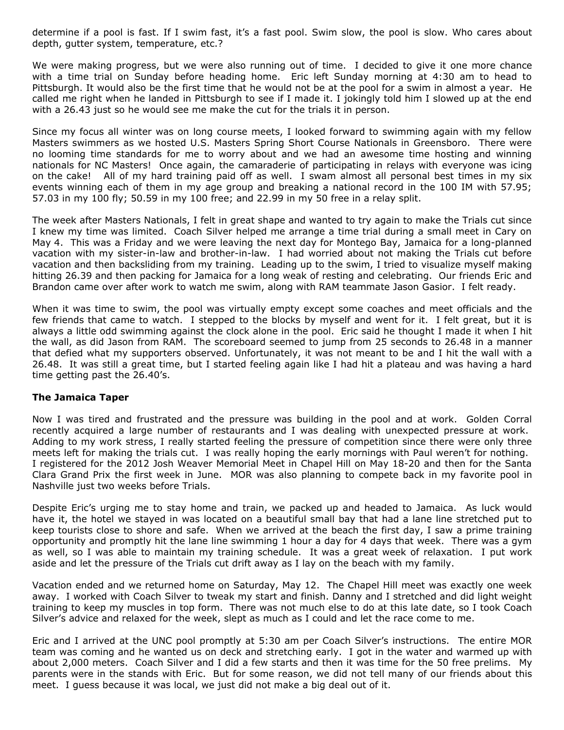determine if a pool is fast. If I swim fast, it's a fast pool. Swim slow, the pool is slow. Who cares about depth, gutter system, temperature, etc.?

We were making progress, but we were also running out of time. I decided to give it one more chance with a time trial on Sunday before heading home. Eric left Sunday morning at 4:30 am to head to Pittsburgh. It would also be the first time that he would not be at the pool for a swim in almost a year. He called me right when he landed in Pittsburgh to see if I made it. I jokingly told him I slowed up at the end with a 26.43 just so he would see me make the cut for the trials it in person.

Since my focus all winter was on long course meets, I looked forward to swimming again with my fellow Masters swimmers as we hosted U.S. Masters Spring Short Course Nationals in Greensboro. There were no looming time standards for me to worry about and we had an awesome time hosting and winning nationals for NC Masters! Once again, the camaraderie of participating in relays with everyone was icing on the cake! All of my hard training paid off as well. I swam almost all personal best times in my six events winning each of them in my age group and breaking a national record in the 100 IM with 57.95; 57.03 in my 100 fly; 50.59 in my 100 free; and 22.99 in my 50 free in a relay split.

The week after Masters Nationals, I felt in great shape and wanted to try again to make the Trials cut since I knew my time was limited. Coach Silver helped me arrange a time trial during a small meet in Cary on May 4. This was a Friday and we were leaving the next day for Montego Bay, Jamaica for a long-planned vacation with my sister-in-law and brother-in-law. I had worried about not making the Trials cut before vacation and then backsliding from my training. Leading up to the swim, I tried to visualize myself making hitting 26.39 and then packing for Jamaica for a long weak of resting and celebrating. Our friends Eric and Brandon came over after work to watch me swim, along with RAM teammate Jason Gasior. I felt ready.

When it was time to swim, the pool was virtually empty except some coaches and meet officials and the few friends that came to watch. I stepped to the blocks by myself and went for it. I felt great, but it is always a little odd swimming against the clock alone in the pool. Eric said he thought I made it when I hit the wall, as did Jason from RAM. The scoreboard seemed to jump from 25 seconds to 26.48 in a manner that defied what my supporters observed. Unfortunately, it was not meant to be and I hit the wall with a 26.48. It was still a great time, but I started feeling again like I had hit a plateau and was having a hard time getting past the 26.40's.

### The Jamaica Taper

Now I was tired and frustrated and the pressure was building in the pool and at work. Golden Corral recently acquired a large number of restaurants and I was dealing with unexpected pressure at work. Adding to my work stress, I really started feeling the pressure of competition since there were only three meets left for making the trials cut. I was really hoping the early mornings with Paul weren't for nothing. I registered for the 2012 Josh Weaver Memorial Meet in Chapel Hill on May 18-20 and then for the Santa Clara Grand Prix the first week in June. MOR was also planning to compete back in my favorite pool in Nashville just two weeks before Trials.

Despite Eric's urging me to stay home and train, we packed up and headed to Jamaica. As luck would have it, the hotel we stayed in was located on a beautiful small bay that had a lane line stretched put to keep tourists close to shore and safe. When we arrived at the beach the first day, I saw a prime training opportunity and promptly hit the lane line swimming 1 hour a day for 4 days that week. There was a gym as well, so I was able to maintain my training schedule. It was a great week of relaxation. I put work aside and let the pressure of the Trials cut drift away as I lay on the beach with my family.

Vacation ended and we returned home on Saturday, May 12. The Chapel Hill meet was exactly one week away. I worked with Coach Silver to tweak my start and finish. Danny and I stretched and did light weight training to keep my muscles in top form. There was not much else to do at this late date, so I took Coach Silver's advice and relaxed for the week, slept as much as I could and let the race come to me.

Eric and I arrived at the UNC pool promptly at 5:30 am per Coach Silver's instructions. The entire MOR team was coming and he wanted us on deck and stretching early. I got in the water and warmed up with about 2,000 meters. Coach Silver and I did a few starts and then it was time for the 50 free prelims. My parents were in the stands with Eric. But for some reason, we did not tell many of our friends about this meet. I guess because it was local, we just did not make a big deal out of it.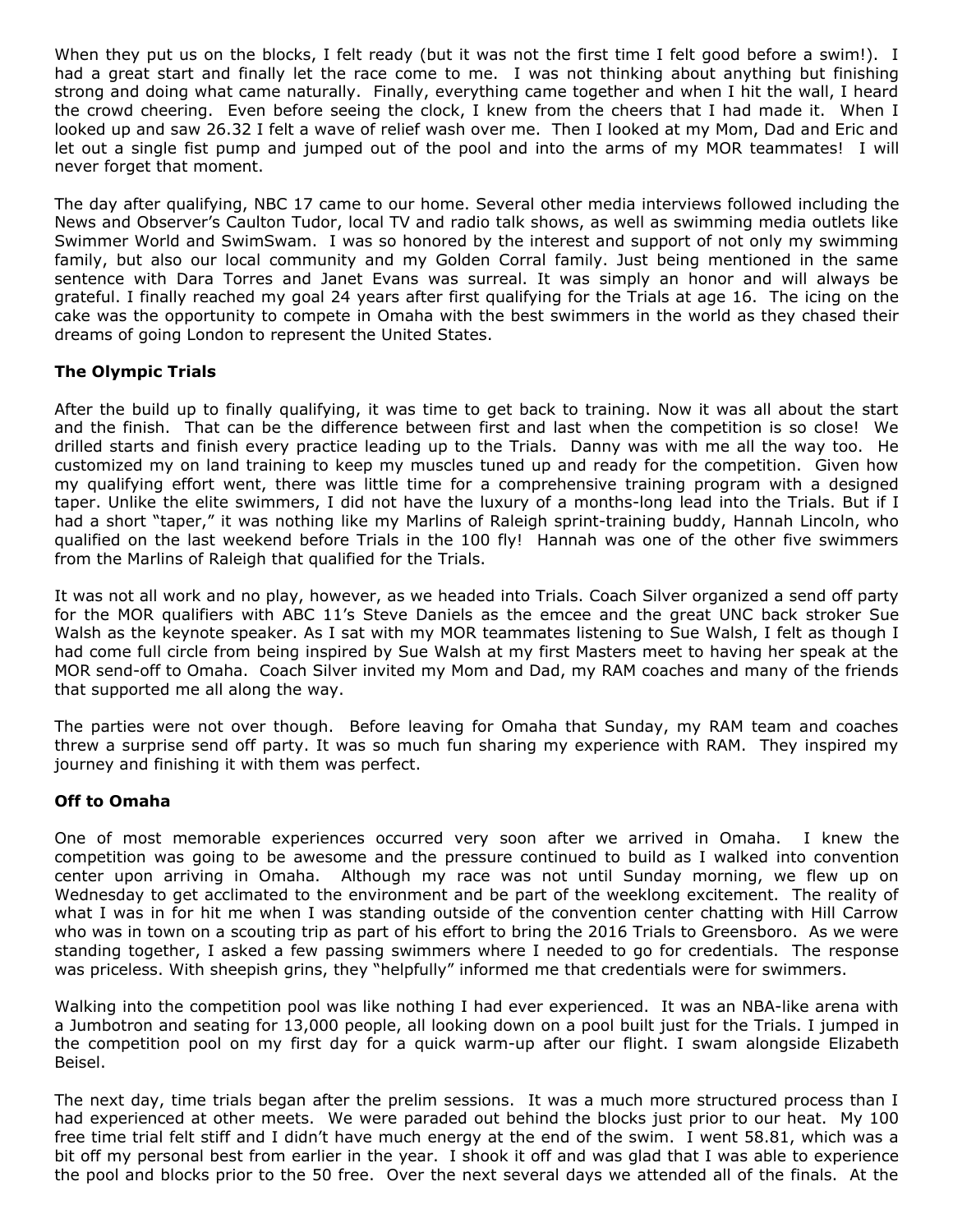When they put us on the blocks, I felt ready (but it was not the first time I felt good before a swim!). I had a great start and finally let the race come to me. I was not thinking about anything but finishing strong and doing what came naturally. Finally, everything came together and when I hit the wall, I heard the crowd cheering. Even before seeing the clock, I knew from the cheers that I had made it. When I looked up and saw 26.32 I felt a wave of relief wash over me. Then I looked at my Mom, Dad and Eric and let out a single fist pump and jumped out of the pool and into the arms of my MOR teammates! I will never forget that moment.

The day after qualifying, NBC 17 came to our home. Several other media interviews followed including the News and Observer's Caulton Tudor, local TV and radio talk shows, as well as swimming media outlets like Swimmer World and SwimSwam. I was so honored by the interest and support of not only my swimming family, but also our local community and my Golden Corral family. Just being mentioned in the same sentence with Dara Torres and Janet Evans was surreal. It was simply an honor and will always be grateful. I finally reached my goal 24 years after first qualifying for the Trials at age 16. The icing on the cake was the opportunity to compete in Omaha with the best swimmers in the world as they chased their dreams of going London to represent the United States.

**The Olympic Trials**

After the build up to finally qualifying, it was time to get back to training. Now it was all about the start and the finish. That can be the difference between first and last when the competition is so close! We drilled starts and finish every practice leading up to the Trials. Danny was with me all the way too. He customized my on land training to keep my muscles tuned up and ready for the competition. Given how my qualifying effort went, there was little time for a comprehensive training program with a designed taper. Unlike the elite swimmers, I did not have the luxury of a months-long lead into the Trials. But if I had a short "taper," it was nothing like my Marlins of Raleigh sprint-training buddy, Hannah Lincoln, who qualified on the last weekend before Trials in the 100 fly! Hannah was one of the other five swimmers from the Marlins of Raleigh that qualified for the Trials.

It was not all work and no play, however, as we headed into Trials. Coach Silver organized a send off party for the MOR qualifiers with ABC 11's Steve Daniels as the emcee and the great UNC back stroker Sue Walsh as the keynote speaker. As I sat with my MOR teammates listening to Sue Walsh, I felt as though I had come full circle from being inspired by Sue Walsh at my first Masters meet to having her speak at the MOR send-off to Omaha. Coach Silver invited my Mom and Dad, my RAM coaches and many of the friends that supported me all along the way.

The parties were not over though. Before leaving for Omaha that Sunday, my RAM team and coaches threw a surprise send off party. It was so much fun sharing my experience with RAM. They inspired my journey and finishing it with them was perfect.

**Off to Omaha**

One of most memorable experiences occurred very soon after we arrived in Omaha. I knew the competition was going to be awesome and the pressure continued to build as I walked into convention center upon arriving in Omaha. Although my race was not until Sunday morning, we flew up on Wednesday to get acclimated to the environment and be part of the weeklong excitement. The reality of what I was in for hit me when I was standing outside of the convention center chatting with Hill Carrow who was in town on a scouting trip as part of his effort to bring the 2016 Trials to Greensboro. As we were standing together, I asked a few passing swimmers where I needed to go for credentials. The response was priceless. With sheepish grins, they "helpfully" informed me that credentials were for swimmers.

Walking into the competition pool was like nothing I had ever experienced. It was an NBA-like arena with a Jumbotron and seating for 13,000 people, all looking down on a pool built just for the Trials. I jumped in the competition pool on my first day for a quick warm-up after our flight. I swam alongside Elizabeth Beisel.

The next day, time trials began after the prelim sessions. It was a much more structured process than I had experienced at other meets. We were paraded out behind the blocks just prior to our heat. My 100 free time trial felt stiff and I didn't have much energy at the end of the swim. I went 58.81, which was a bit off my personal best from earlier in the year. I shook it off and was glad that I was able to experience the pool and blocks prior to the 50 free. Over the next several days we attended all of the finals. At the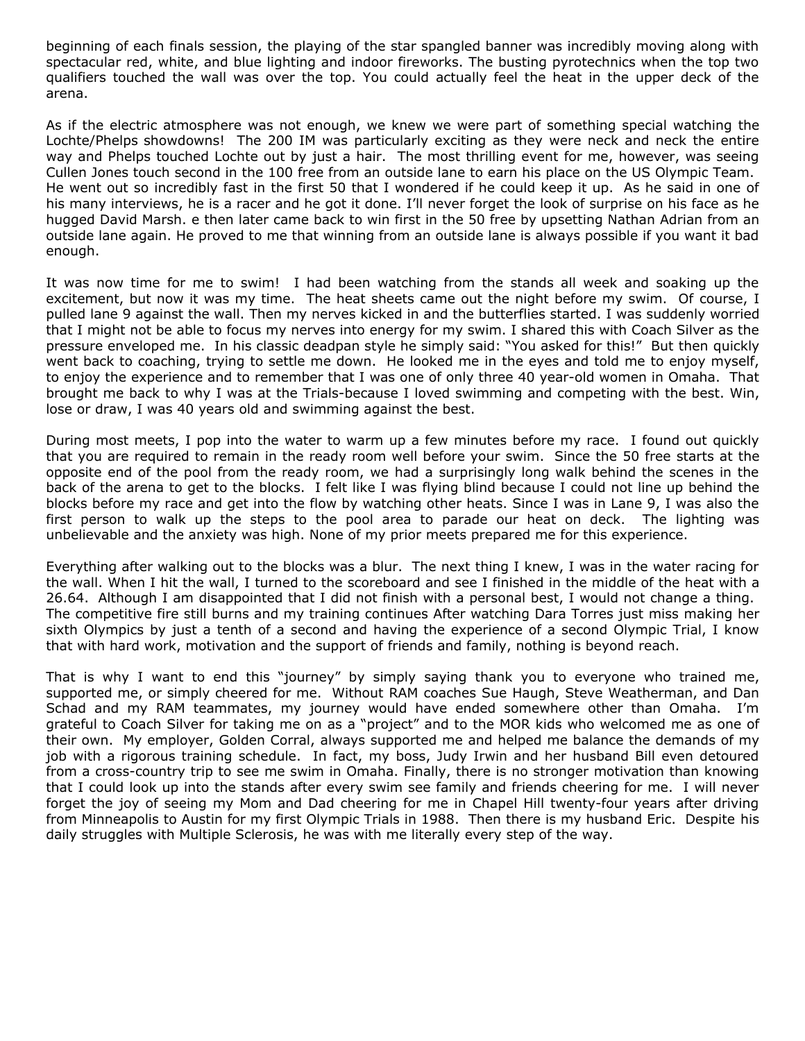beginning of each finals session, the playing of the star spangled banner was incredibly moving along with spectacular red, white, and blue lighting and indoor fireworks. The busting pyrotechnics when the top two qualifiers touched the wall was over the top. You could actually feel the heat in the upper deck of the arena.

As if the electric atmosphere was not enough, we knew we were part of something special watching the Lochte/Phelps showdowns! The 200 IM was particularly exciting as they were neck and neck the entire way and Phelps touched Lochte out by just a hair. The most thrilling event for me, however, was seeing Cullen Jones touch second in the 100 free from an outside lane to earn his place on the US Olympic Team. He went out so incredibly fast in the first 50 that I wondered if he could keep it up. As he said in one of his many interviews, he is a racer and he got it done. I'll never forget the look of surprise on his face as he hugged David Marsh. e then later came back to win first in the 50 free by upsetting Nathan Adrian from an outside lane again. He proved to me that winning from an outside lane is always possible if you want it bad enough.

It was now time for me to swim! I had been watching from the stands all week and soaking up the excitement, but now it was my time. The heat sheets came out the night before my swim. Of course, I pulled lane 9 against the wall. Then my nerves kicked in and the butterflies started. I was suddenly worried that I might not be able to focus my nerves into energy for my swim. I shared this with Coach Silver as the pressure enveloped me. In his classic deadpan style he simply said: "You asked for this!" But then quickly went back to coaching, trying to settle me down. He looked me in the eyes and told me to enjoy myself, to enjoy the experience and to remember that I was one of only three 40 year-old women in Omaha. That brought me back to why I was at the Trials-because I loved swimming and competing with the best. Win, lose or draw, I was 40 years old and swimming against the best.

During most meets, I pop into the water to warm up a few minutes before my race. I found out quickly that you are required to remain in the ready room well before your swim. Since the 50 free starts at the opposite end of the pool from the ready room, we had a surprisingly long walk behind the scenes in the back of the arena to get to the blocks. I felt like I was flying blind because I could not line up behind the blocks before my race and get into the flow by watching other heats. Since I was in Lane 9, I was also the first person to walk up the steps to the pool area to parade our heat on deck. The lighting was unbelievable and the anxiety was high. None of my prior meets prepared me for this experience.

Everything after walking out to the blocks was a blur. The next thing I knew, I was in the water racing for the wall. When I hit the wall, I turned to the scoreboard and see I finished in the middle of the heat with a 26.64. Although I am disappointed that I did not finish with a personal best, I would not change a thing. The competitive fire still burns and my training continues After watching Dara Torres just miss making her sixth Olympics by just a tenth of a second and having the experience of a second Olympic Trial, I know that with hard work, motivation and the support of friends and family, nothing is beyond reach.

That is why I want to end this "journey" by simply saying thank you to everyone who trained me, supported me, or simply cheered for me. Without RAM coaches Sue Haugh, Steve Weatherman, and Dan Schad and my RAM teammates, my journey would have ended somewhere other than Omaha. I'm grateful to Coach Silver for taking me on as a "project" and to the MOR kids who welcomed me as one of their own. My employer, Golden Corral, always supported me and helped me balance the demands of my job with a rigorous training schedule. In fact, my boss, Judy Irwin and her husband Bill even detoured from a cross-country trip to see me swim in Omaha. Finally, there is no stronger motivation than knowing that I could look up into the stands after every swim see family and friends cheering for me. I will never forget the joy of seeing my Mom and Dad cheering for me in Chapel Hill twenty-four years after driving from Minneapolis to Austin for my first Olympic Trials in 1988. Then there is my husband Eric. Despite his daily struggles with Multiple Sclerosis, he was with me literally every step of the way.